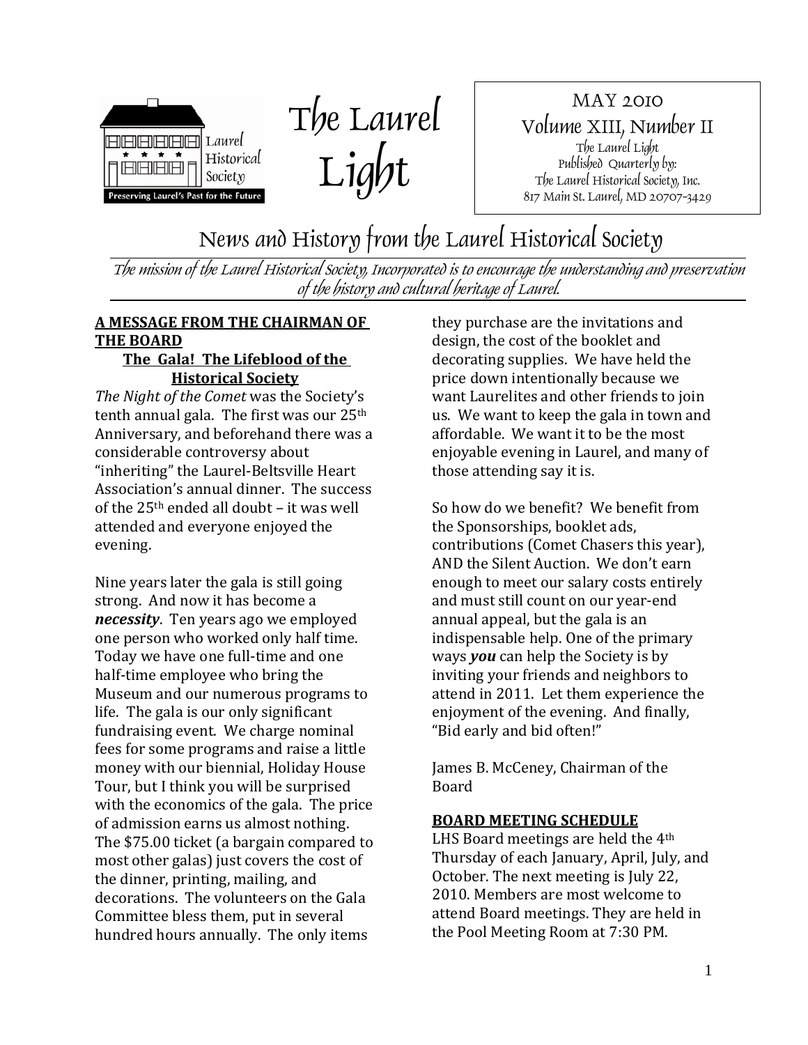Laurel Historical Society

Preserving Laurel's Past for the Future

# The Laurel Light

MAY 2010
Volume XIII, Number II
The Laurel Light
Published Quarterly by:
The Laurel Historical Society, Inc.
817 Main St. Laurel, MD 20707-3429

## News and History from the Laurel Historical Society

*The mission of the Laurel Historical Society, Incorporated is to encourage the understanding and preservation of the history and cultural heritage of Laurel.*

### A MESSAGE FROM THE CHAIRMAN OF THE BOARD

#### The Gala! The Lifeblood of the Historical Society

*The Night of the Comet* was the Society's tenth annual gala. The first was our 25th Anniversary, and beforehand there was a considerable controversy about "inheriting" the Laurel-Beltsville Heart Association's annual dinner. The success of the 25th ended all doubt – it was well attended and everyone enjoyed the evening.

Nine years later the gala is still going strong. And now it has become a ***necessity***. Ten years ago we employed one person who worked only half time. Today we have one full-time and one half-time employee who bring the Museum and our numerous programs to life. The gala is our only significant fundraising event. We charge nominal fees for some programs and raise a little money with our biennial, Holiday House Tour, but I think you will be surprised with the economics of the gala. The price of admission earns us almost nothing. The $75.00 ticket (a bargain compared to most other galas) just covers the cost of the dinner, printing, mailing, and decorations. The volunteers on the Gala Committee bless them, put in several hundred hours annually. The only items they purchase are the invitations and design, the cost of the booklet and decorating supplies. We have held the price down intentionally because we want Laurelites and other friends to join us. We want to keep the gala in town and affordable. We want it to be the most enjoyable evening in Laurel, and many of those attending say it is.

So how do we benefit? We benefit from the Sponsorships, booklet ads, contributions (Comet Chasers this year), AND the Silent Auction. We don't earn enough to meet our salary costs entirely and must still count on our year-end annual appeal, but the gala is an indispensable help. One of the primary ways ***you*** can help the Society is by inviting your friends and neighbors to attend in 2011. Let them experience the enjoyment of the evening. And finally, "Bid early and bid often!"

James B. McCeney, Chairman of the Board

### BOARD MEETING SCHEDULE

LHS Board meetings are held the 4th Thursday of each January, April, July, and October. The next meeting is July 22, 2010. Members are most welcome to attend Board meetings. They are held in the Pool Meeting Room at 7:30 PM.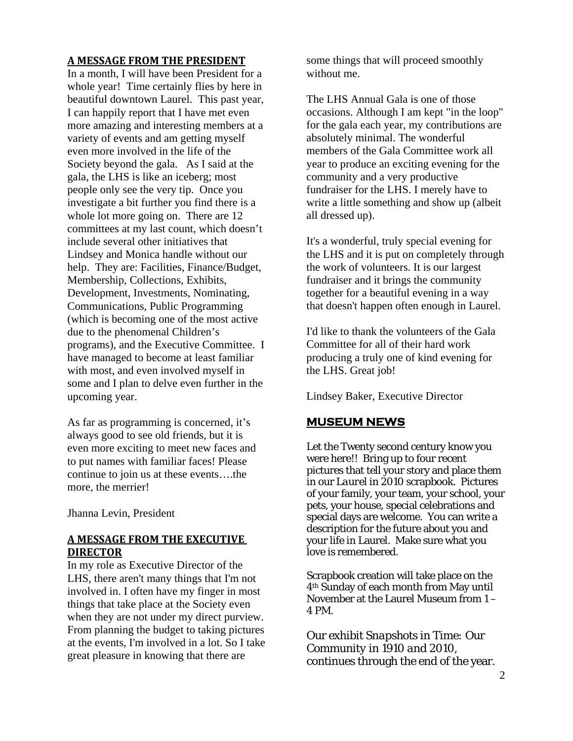## A MESSAGE FROM THE PRESIDENT

In a month, I will have been President for a whole year! Time certainly flies by here in beautiful downtown Laurel. This past year, I can happily report that I have met even more amazing and interesting members at a variety of events and am getting myself even more involved in the life of the Society beyond the gala. As I said at the gala, the LHS is like an iceberg; most people only see the very tip. Once you investigate a bit further you find there is a whole lot more going on. There are 12 committees at my last count, which doesn't include several other initiatives that Lindsey and Monica handle without our help. They are: Facilities, Finance/Budget, Membership, Collections, Exhibits, Development, Investments, Nominating, Communications, Public Programming (which is becoming one of the most active due to the phenomenal Children's programs), and the Executive Committee. I have managed to become at least familiar with most, and even involved myself in some and I plan to delve even further in the upcoming year.

As far as programming is concerned, it's always good to see old friends, but it is even more exciting to meet new faces and to put names with familiar faces! Please continue to join us at these events….the more, the merrier!

Jhanna Levin, President

## A MESSAGE FROM THE EXECUTIVE DIRECTOR

In my role as Executive Director of the LHS, there aren't many things that I'm not involved in. I often have my finger in most things that take place at the Society even when they are not under my direct purview. From planning the budget to taking pictures at the events, I'm involved in a lot. So I take great pleasure in knowing that there are some things that will proceed smoothly without me.

The LHS Annual Gala is one of those occasions. Although I am kept "in the loop" for the gala each year, my contributions are absolutely minimal. The wonderful members of the Gala Committee work all year to produce an exciting evening for the community and a very productive fundraiser for the LHS. I merely have to write a little something and show up (albeit all dressed up).

It's a wonderful, truly special evening for the LHS and it is put on completely through the work of volunteers. It is our largest fundraiser and it brings the community together for a beautiful evening in a way that doesn't happen often enough in Laurel.

I'd like to thank the volunteers of the Gala Committee for all of their hard work producing a truly one of kind evening for the LHS. Great job!

Lindsey Baker, Executive Director

## MUSEUM NEWS

Let the Twenty second century know you were here!! Bring up to four recent pictures that tell your story and place them in our *Laurel in 2010* scrapbook. Pictures of your family, your team, your school, your pets, your house, special celebrations and special days are welcome. You can write a description for the future about you and your life in Laurel. Make sure what you love is remembered.

Scrapbook creation will take place on the 4th Sunday of each month from May until November at the Laurel Museum from 1 – 4 PM.

Our exhibit *Snapshots in Time: Our Community in 1910 and 2010*, continues through the end of the year.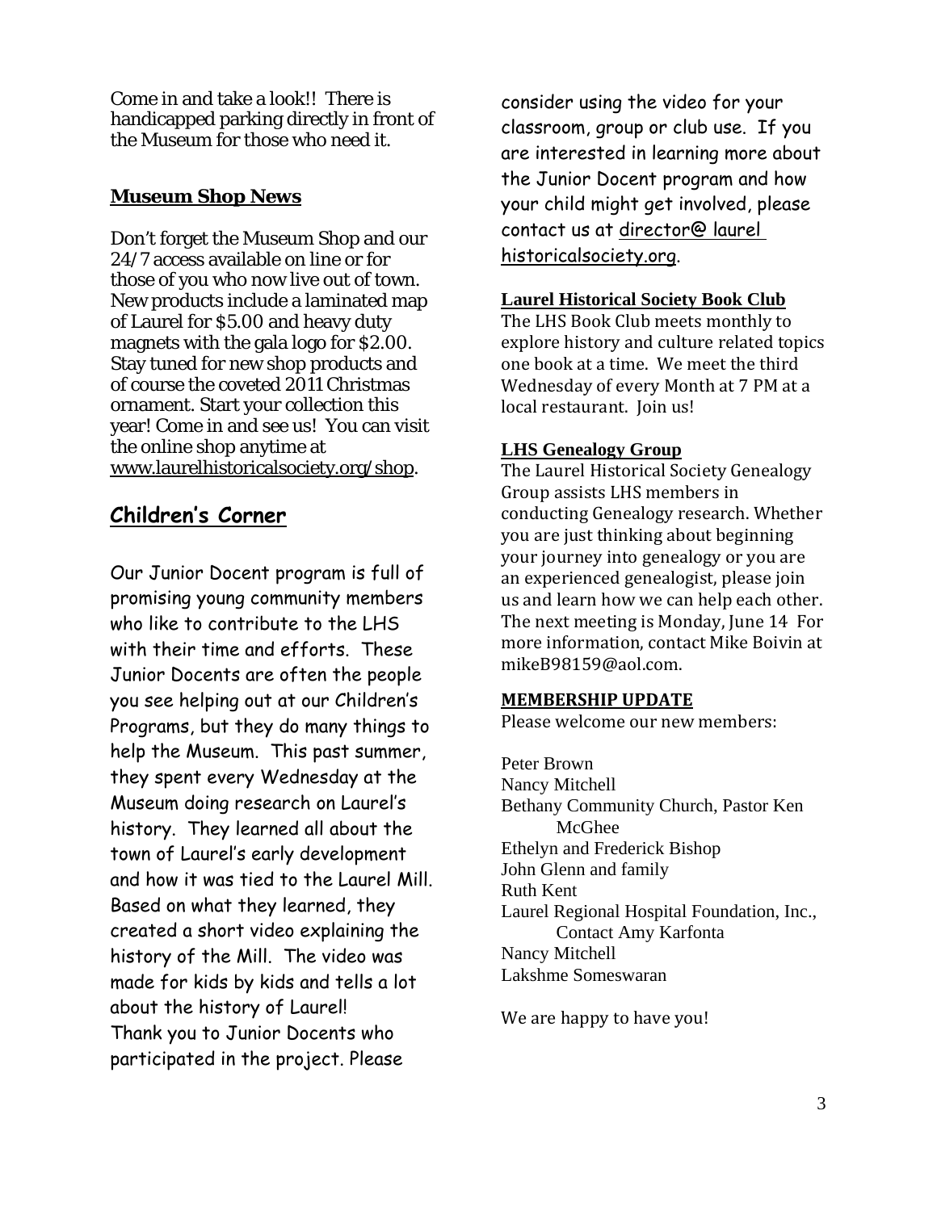Come in and take a look!! There is handicapped parking directly in front of the Museum for those who need it.

## Museum Shop News

Don't forget the Museum Shop and our 24/7 access available on line or for those of you who now live out of town. New products include a laminated map of Laurel for $5.00 and heavy duty magnets with the gala logo for $2.00. Stay tuned for new shop products and of course the coveted 2011 Christmas ornament. Start your collection this year! Come in and see us! You can visit the online shop anytime at www.laurelhistoricalsociety.org/shop.

## Children's Corner

Our Junior Docent program is full of promising young community members who like to contribute to the LHS with their time and efforts. These Junior Docents are often the people you see helping out at our Children's Programs, but they do many things to help the Museum. This past summer, they spent every Wednesday at the Museum doing research on Laurel's history. They learned all about the town of Laurel's early development and how it was tied to the Laurel Mill. Based on what they learned, they created a short video explaining the history of the Mill. The video was made for kids by kids and tells a lot about the history of Laurel!
Thank you to Junior Docents who participated in the project. Please consider using the video for your classroom, group or club use. If you are interested in learning more about the Junior Docent program and how your child might get involved, please contact us at director@ laurel historicalsociety.org.

## Laurel Historical Society Book Club

The LHS Book Club meets monthly to explore history and culture related topics one book at a time. We meet the third Wednesday of every Month at 7 PM at a local restaurant. Join us!

## LHS Genealogy Group

The Laurel Historical Society Genealogy Group assists LHS members in conducting Genealogy research. Whether you are just thinking about beginning your journey into genealogy or you are an experienced genealogist, please join us and learn how we can help each other. The next meeting is Monday, June 14 For more information, contact Mike Boivin at mikeB98159@aol.com.

## MEMBERSHIP UPDATE

Please welcome our new members:

Peter Brown
Nancy Mitchell
Bethany Community Church, Pastor Ken McGhee
Ethelyn and Frederick Bishop
John Glenn and family
Ruth Kent
Laurel Regional Hospital Foundation, Inc., Contact Amy Karfonta
Nancy Mitchell
Lakshme Someswaran

We are happy to have you!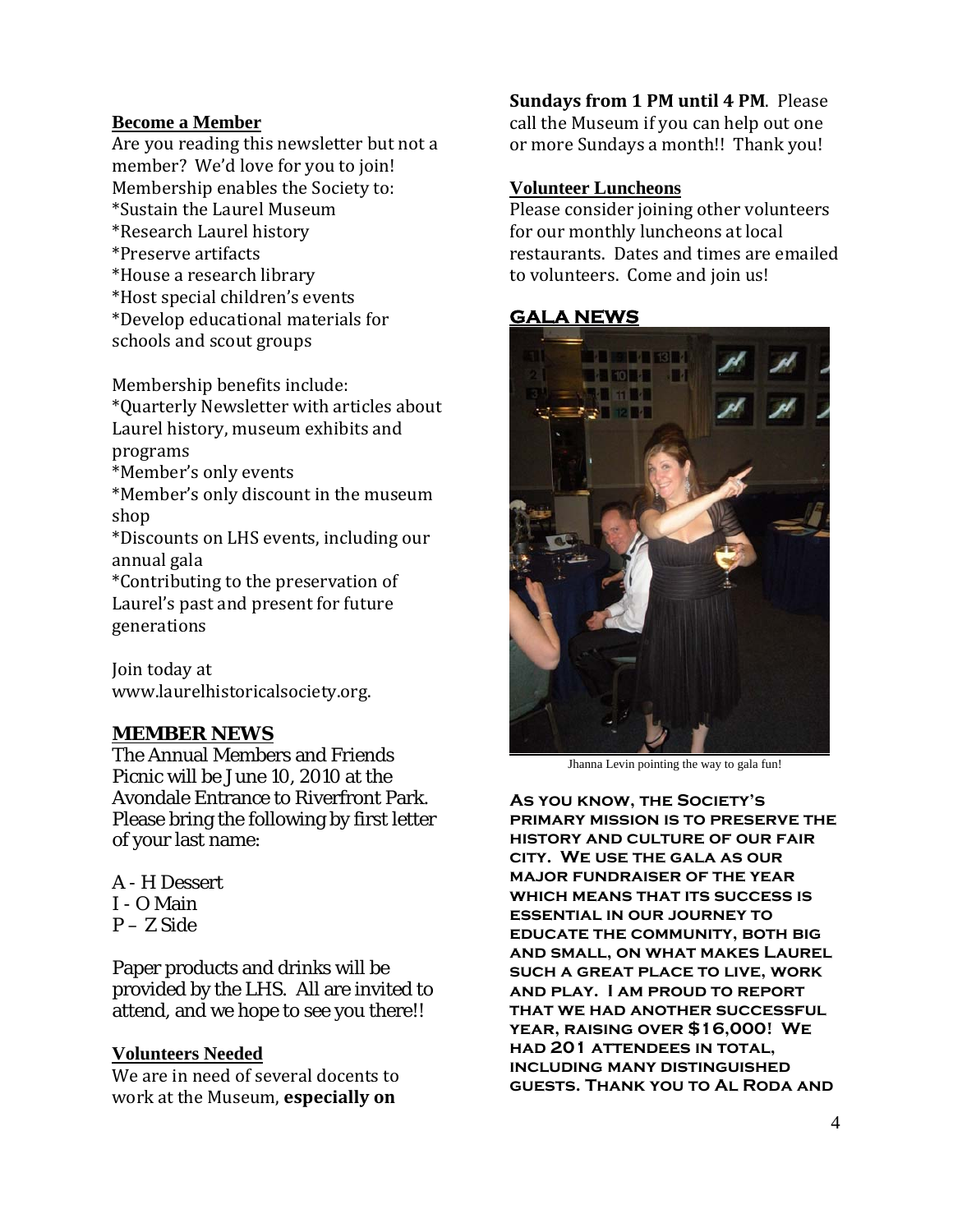### Become a Member

Are you reading this newsletter but not a member? We'd love for you to join! Membership enables the Society to:
*Sustain the Laurel Museum
*Research Laurel history
*Preserve artifacts
*House a research library
*Host special children's events
*Develop educational materials for schools and scout groups

Membership benefits include:
*Quarterly Newsletter with articles about Laurel history, museum exhibits and programs
*Member's only events
*Member's only discount in the museum shop
*Discounts on LHS events, including our annual gala
*Contributing to the preservation of Laurel's past and present for future generations

Join today at www.laurelhistoricalsociety.org.

## MEMBER NEWS

The Annual Members and Friends Picnic will be June 10, 2010 at the Avondale Entrance to Riverfront Park. Please bring the following by first letter of your last name:

A - H Dessert
I - O Main
P – Z Side

Paper products and drinks will be provided by the LHS. All are invited to attend, and we hope to see you there!!

### Volunteers Needed

We are in need of several docents to work at the Museum, **especially on Sundays from 1 PM until 4 PM**. Please call the Museum if you can help out one or more Sundays a month!! Thank you!

### Volunteer Luncheons

Please consider joining other volunteers for our monthly luncheons at local restaurants. Dates and times are emailed to volunteers. Come and join us!

## GALA NEWS

Jhanna Levin pointing the way to gala fun!

**As you know, the Society's primary mission is to preserve the history and culture of our fair city. We use the gala as our major fundraiser of the year which means that its success is essential in our journey to educate the community, both big and small, on what makes Laurel such a great place to live, work and play. I am proud to report that we had another successful year, raising over $16,000! We had 201 attendees in total, including many distinguished guests. Thank you to Al Roda and**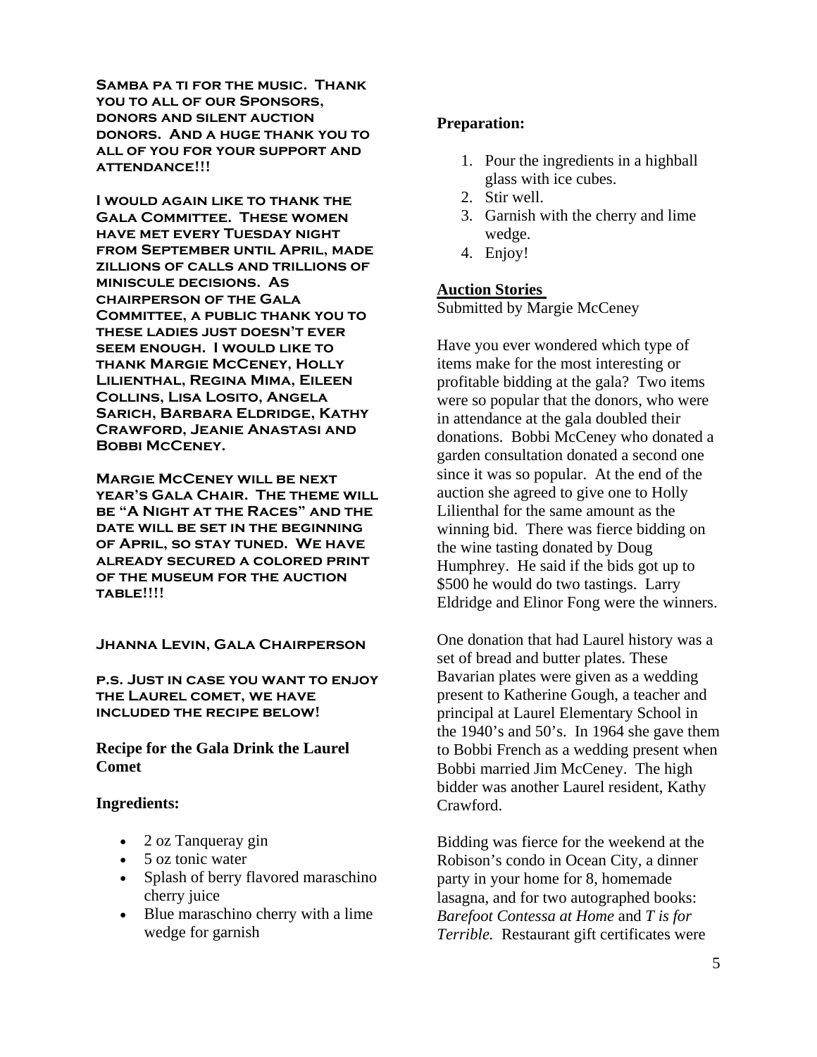**Samba pa ti for the music. Thank you to all of our Sponsors, donors and silent auction donors. And a huge thank you to all of you for your support and attendance!!!**

**I would again like to thank the Gala Committee. These women have met every Tuesday night from September until April, made zillions of calls and trillions of miniscule decisions. As chairperson of the Gala Committee, a public thank you to these ladies just doesn't ever seem enough. I would like to thank Margie McCeney, Holly Lilienthal, Regina Mima, Eileen Collins, Lisa Losito, Angela Sarich, Barbara Eldridge, Kathy Crawford, Jeanie Anastasi and Bobbi McCeney.**

**Margie McCeney will be next year's Gala Chair. The theme will be "A Night at the Races" and the date will be set in the beginning of April, so stay tuned. We have already secured a colored print of the museum for the auction table!!!!**

**Jhanna Levin, Gala Chairperson**

**p.s. Just in case you want to enjoy the Laurel comet, we have included the recipe below!**

### Recipe for the Gala Drink the Laurel Comet

**Ingredients:**

- 2 oz Tanqueray gin
- 5 oz tonic water
- Splash of berry flavored maraschino cherry juice
- Blue maraschino cherry with a lime wedge for garnish

**Preparation:**

1. Pour the ingredients in a highball glass with ice cubes.
2. Stir well.
3. Garnish with the cherry and lime wedge.
4. Enjoy!

## Auction Stories

Submitted by Margie McCeney

Have you ever wondered which type of items make for the most interesting or profitable bidding at the gala? Two items were so popular that the donors, who were in attendance at the gala doubled their donations. Bobbi McCeney who donated a garden consultation donated a second one since it was so popular. At the end of the auction she agreed to give one to Holly Lilienthal for the same amount as the winning bid. There was fierce bidding on the wine tasting donated by Doug Humphrey. He said if the bids got up to \$500 he would do two tastings. Larry Eldridge and Elinor Fong were the winners.

One donation that had Laurel history was a set of bread and butter plates. These Bavarian plates were given as a wedding present to Katherine Gough, a teacher and principal at Laurel Elementary School in the 1940's and 50's. In 1964 she gave them to Bobbi French as a wedding present when Bobbi married Jim McCeney. The high bidder was another Laurel resident, Kathy Crawford.

Bidding was fierce for the weekend at the Robison's condo in Ocean City, a dinner party in your home for 8, homemade lasagna, and for two autographed books: *Barefoot Contessa at Home* and *T is for Terrible.* Restaurant gift certificates were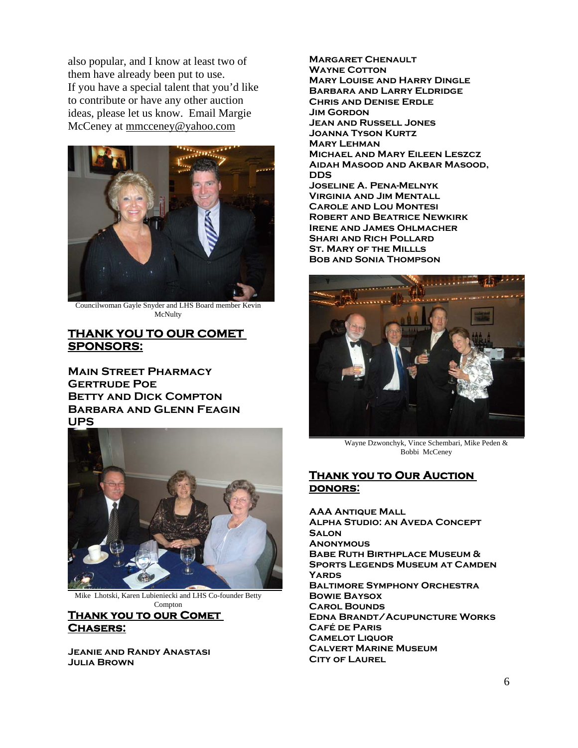also popular, and I know at least two of them have already been put to use. If you have a special talent that you'd like to contribute or have any other auction ideas, please let us know. Email Margie McCeney at mmcceney@yahoo.com

Councilwoman Gayle Snyder and LHS Board member Kevin McNulty

## THANK YOU TO OUR COMET SPONSORS:

**MAIN STREET PHARMACY**
**GERTRUDE POE**
**BETTY AND DICK COMPTON**
**BARBARA AND GLENN FEAGIN**
**UPS**

Mike Lhotski, Karen Lubieniecki and LHS Co-founder Betty Compton

## THANK YOU TO OUR COMET CHASERS:

**JEANIE AND RANDY ANASTASI**
**JULIA BROWN**
**MARGARET CHENAULT**
**WAYNE COTTON**
**MARY LOUISE AND HARRY DINGLE**
**BARBARA AND LARRY ELDRIDGE**
**CHRIS AND DENISE ERDLE**
**JIM GORDON**
**JEAN AND RUSSELL JONES**
**JOANNA TYSON KURTZ**
**MARY LEHMAN**
**MICHAEL AND MARY EILEEN LESZCZ**
**AIDAH MASOOD AND AKBAR MASOOD, DDS**
**JOSELINE A. PENA-MELNYK**
**VIRGINIA AND JIM MENTALL**
**CAROLE AND LOU MONTESI**
**ROBERT AND BEATRICE NEWKIRK**
**IRENE AND JAMES OHLMACHER**
**SHARI AND RICH POLLARD**
**ST. MARY OF THE MILLLS**
**BOB AND SONIA THOMPSON**

Wayne Dzwonchyk, Vince Schembari, Mike Peden & Bobbi McCeney

## THANK YOU TO OUR AUCTION DONORS:

**AAA ANTIQUE MALL**
**ALPHA STUDIO: AN AVEDA CONCEPT SALON**
**ANONYMOUS**
**BABE RUTH BIRTHPLACE MUSEUM & SPORTS LEGENDS MUSEUM AT CAMDEN YARDS**
**BALTIMORE SYMPHONY ORCHESTRA**
**BOWIE BAYSOX**
**CAROL BOUNDS**
**EDNA BRANDT/ACUPUNCTURE WORKS**
**CAFÉ DE PARIS**
**CAMELOT LIQUOR**
**CALVERT MARINE MUSEUM**
**CITY OF LAUREL**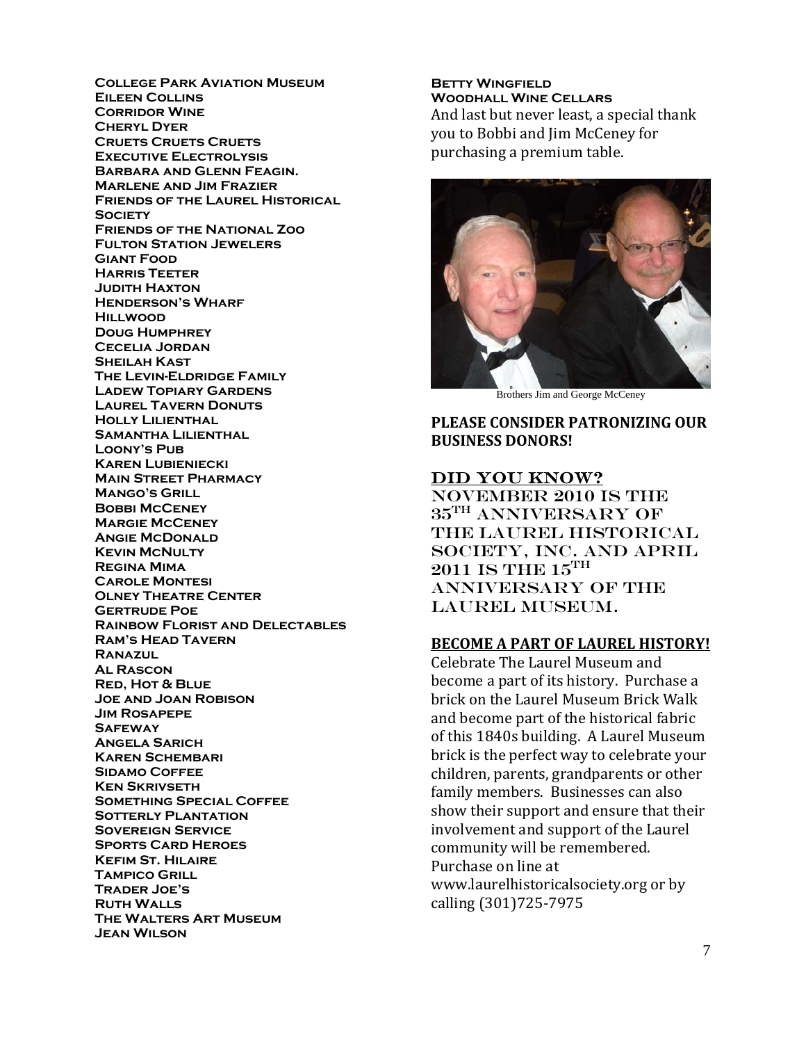**College Park Aviation Museum**
**Eileen Collins**
**Corridor Wine**
**Cheryl Dyer**
**Cruets Cruets Cruets**
**Executive Electrolysis**
**Barbara and Glenn Feagin.**
**Marlene and Jim Frazier**
**Friends of the Laurel Historical Society**
**Friends of the National Zoo**
**Fulton Station Jewelers**
**Giant Food**
**Harris Teeter**
**Judith Haxton**
**Henderson's Wharf**
**Hillwood**
**Doug Humphrey**
**Cecelia Jordan**
**Sheilah Kast**
**The Levin-Eldridge Family**
**Ladew Topiary Gardens**
**Laurel Tavern Donuts**
**Holly Lilienthal**
**Samantha Lilienthal**
**Loony's Pub**
**Karen Lubieniecki**
**Main Street Pharmacy**
**Mango's Grill**
**Bobbi McCeney**
**Margie McCeney**
**Angie McDonald**
**Kevin McNulty**
**Regina Mima**
**Carole Montesi**
**Olney Theatre Center**
**Gertrude Poe**
**Rainbow Florist and Delectables**
**Ram's Head Tavern**
**Ranazul**
**Al Rascon**
**Red, Hot & Blue**
**Joe and Joan Robison**
**Jim Rosapepe**
**Safeway**
**Angela Sarich**
**Karen Schembari**
**Sidamo Coffee**
**Ken Skrivseth**
**Something Special Coffee**
**Sotterly Plantation**
**Sovereign Service**
**Sports Card Heroes**
**Kefim St. Hilaire**
**Tampico Grill**
**Trader Joe's**
**Ruth Walls**
**The Walters Art Museum**
**Jean Wilson**
**Betty Wingfield**
**Woodhall Wine Cellars**

And last but never least, a special thank you to Bobbi and Jim McCeney for purchasing a premium table.

Brothers Jim and George McCeney

**PLEASE CONSIDER PATRONIZING OUR BUSINESS DONORS!**

## DID YOU KNOW?

NOVEMBER 2010 IS THE 35TH ANNIVERSARY OF THE LAUREL HISTORICAL SOCIETY, INC. AND APRIL 2011 IS THE 15TH ANNIVERSARY OF THE LAUREL MUSEUM.

## BECOME A PART OF LAUREL HISTORY!

Celebrate The Laurel Museum and become a part of its history. Purchase a brick on the Laurel Museum Brick Walk and become part of the historical fabric of this 1840s building. A Laurel Museum brick is the perfect way to celebrate your children, parents, grandparents or other family members. Businesses can also show their support and ensure that their involvement and support of the Laurel community will be remembered. Purchase on line at www.laurelhistoricalsociety.org or by calling (301)725-7975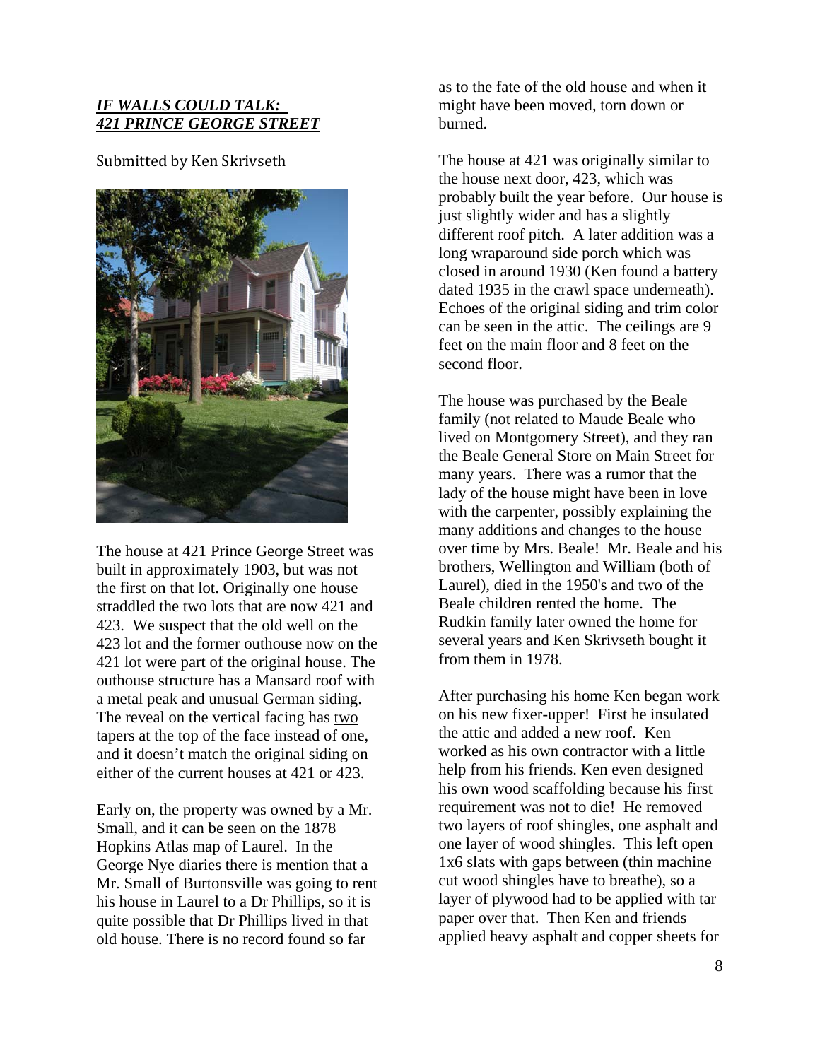***IF WALLS COULD TALK: 421 PRINCE GEORGE STREET***

Submitted by Ken Skrivseth

The house at 421 Prince George Street was built in approximately 1903, but was not the first on that lot. Originally one house straddled the two lots that are now 421 and 423. We suspect that the old well on the 423 lot and the former outhouse now on the 421 lot were part of the original house. The outhouse structure has a Mansard roof with a metal peak and unusual German siding. The reveal on the vertical facing has two tapers at the top of the face instead of one, and it doesn't match the original siding on either of the current houses at 421 or 423.

Early on, the property was owned by a Mr. Small, and it can be seen on the 1878 Hopkins Atlas map of Laurel. In the George Nye diaries there is mention that a Mr. Small of Burtonsville was going to rent his house in Laurel to a Dr Phillips, so it is quite possible that Dr Phillips lived in that old house. There is no record found so far as to the fate of the old house and when it might have been moved, torn down or burned.

The house at 421 was originally similar to the house next door, 423, which was probably built the year before. Our house is just slightly wider and has a slightly different roof pitch. A later addition was a long wraparound side porch which was closed in around 1930 (Ken found a battery dated 1935 in the crawl space underneath). Echoes of the original siding and trim color can be seen in the attic. The ceilings are 9 feet on the main floor and 8 feet on the second floor.

The house was purchased by the Beale family (not related to Maude Beale who lived on Montgomery Street), and they ran the Beale General Store on Main Street for many years. There was a rumor that the lady of the house might have been in love with the carpenter, possibly explaining the many additions and changes to the house over time by Mrs. Beale! Mr. Beale and his brothers, Wellington and William (both of Laurel), died in the 1950's and two of the Beale children rented the home. The Rudkin family later owned the home for several years and Ken Skrivseth bought it from them in 1978.

After purchasing his home Ken began work on his new fixer-upper! First he insulated the attic and added a new roof. Ken worked as his own contractor with a little help from his friends. Ken even designed his own wood scaffolding because his first requirement was not to die! He removed two layers of roof shingles, one asphalt and one layer of wood shingles. This left open 1x6 slats with gaps between (thin machine cut wood shingles have to breathe), so a layer of plywood had to be applied with tar paper over that. Then Ken and friends applied heavy asphalt and copper sheets for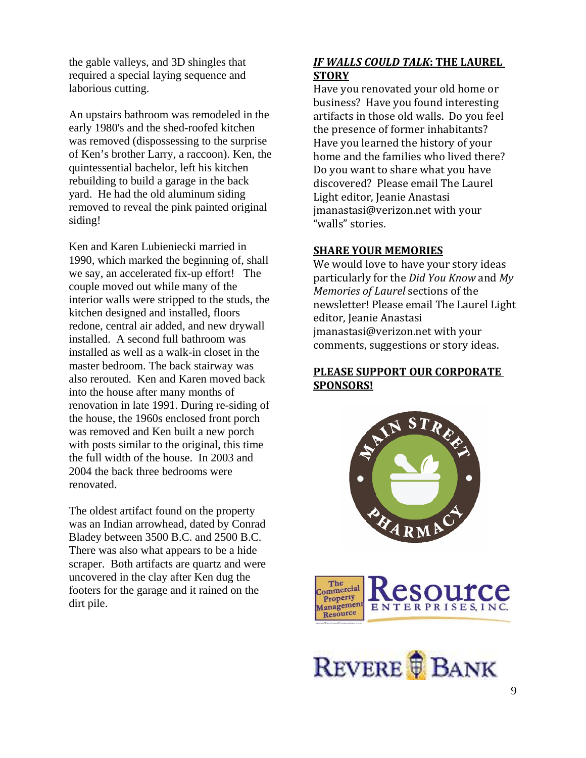the gable valleys, and 3D shingles that required a special laying sequence and laborious cutting.

An upstairs bathroom was remodeled in the early 1980's and the shed-roofed kitchen was removed (dispossessing to the surprise of Ken's brother Larry, a raccoon). Ken, the quintessential bachelor, left his kitchen rebuilding to build a garage in the back yard. He had the old aluminum siding removed to reveal the pink painted original siding!

Ken and Karen Lubieniecki married in 1990, which marked the beginning of, shall we say, an accelerated fix-up effort! The couple moved out while many of the interior walls were stripped to the studs, the kitchen designed and installed, floors redone, central air added, and new drywall installed. A second full bathroom was installed as well as a walk-in closet in the master bedroom. The back stairway was also rerouted. Ken and Karen moved back into the house after many months of renovation in late 1991. During re-siding of the house, the 1960s enclosed front porch was removed and Ken built a new porch with posts similar to the original, this time the full width of the house. In 2003 and 2004 the back three bedrooms were renovated.

The oldest artifact found on the property was an Indian arrowhead, dated by Conrad Bladey between 3500 B.C. and 2500 B.C. There was also what appears to be a hide scraper. Both artifacts are quartz and were uncovered in the clay after Ken dug the footers for the garage and it rained on the dirt pile.

## *IF WALLS COULD TALK*: THE LAUREL STORY

Have you renovated your old home or business? Have you found interesting artifacts in those old walls. Do you feel the presence of former inhabitants? Have you learned the history of your home and the families who lived there? Do you want to share what you have discovered? Please email The Laurel Light editor, Jeanie Anastasi jmanastasi@verizon.net with your "walls" stories.

## SHARE YOUR MEMORIES

We would love to have your story ideas particularly for the *Did You Know* and *My Memories of Laurel* sections of the newsletter! Please email The Laurel Light editor, Jeanie Anastasi jmanastasi@verizon.net with your comments, suggestions or story ideas.

## PLEASE SUPPORT OUR CORPORATE SPONSORS!

Main Street Pharmacy

The Commercial Property Management Resource — Resource Enterprises, Inc.

Revere Bank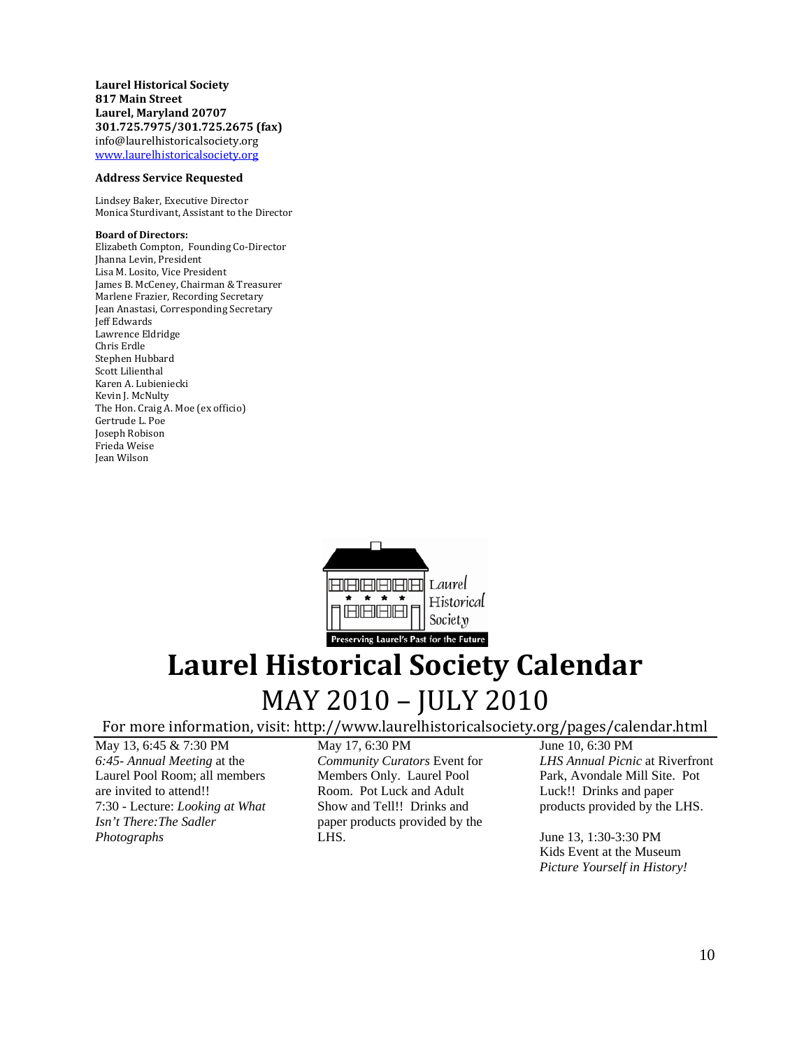**Laurel Historical Society**
**817 Main Street**
**Laurel, Maryland 20707**
**301.725.7975/301.725.2675 (fax)**
info@laurelhistoricalsociety.org
www.laurelhistoricalsociety.org

**Address Service Requested**

Lindsey Baker, Executive Director
Monica Sturdivant, Assistant to the Director

**Board of Directors:**
Elizabeth Compton, Founding Co-Director
Jhanna Levin, President
Lisa M. Losito, Vice President
James B. McCeney, Chairman & Treasurer
Marlene Frazier, Recording Secretary
Jean Anastasi, Corresponding Secretary
Jeff Edwards
Lawrence Eldridge
Chris Erdle
Stephen Hubbard
Scott Lilienthal
Karen A. Lubieniecki
Kevin J. McNulty
The Hon. Craig A. Moe (ex officio)
Gertrude L. Poe
Joseph Robison
Frieda Weise
Jean Wilson

Laurel Historical Society
Preserving Laurel's Past for the Future

# Laurel Historical Society Calendar

## MAY 2010 – JULY 2010

For more information, visit: http://www.laurelhistoricalsociety.org/pages/calendar.html

May 13, 6:45 & 7:30 PM
*6:45- Annual Meeting* at the Laurel Pool Room; all members are invited to attend!!
7:30 - Lecture: *Looking at What Isn't There:The Sadler Photographs*

May 17, 6:30 PM
*Community Curators* Event for Members Only. Laurel Pool Room. Pot Luck and Adult Show and Tell!! Drinks and paper products provided by the LHS.

June 10, 6:30 PM
*LHS Annual Picnic* at Riverfront Park, Avondale Mill Site. Pot Luck!! Drinks and paper products provided by the LHS.

June 13, 1:30-3:30 PM
Kids Event at the Museum
*Picture Yourself in History!*